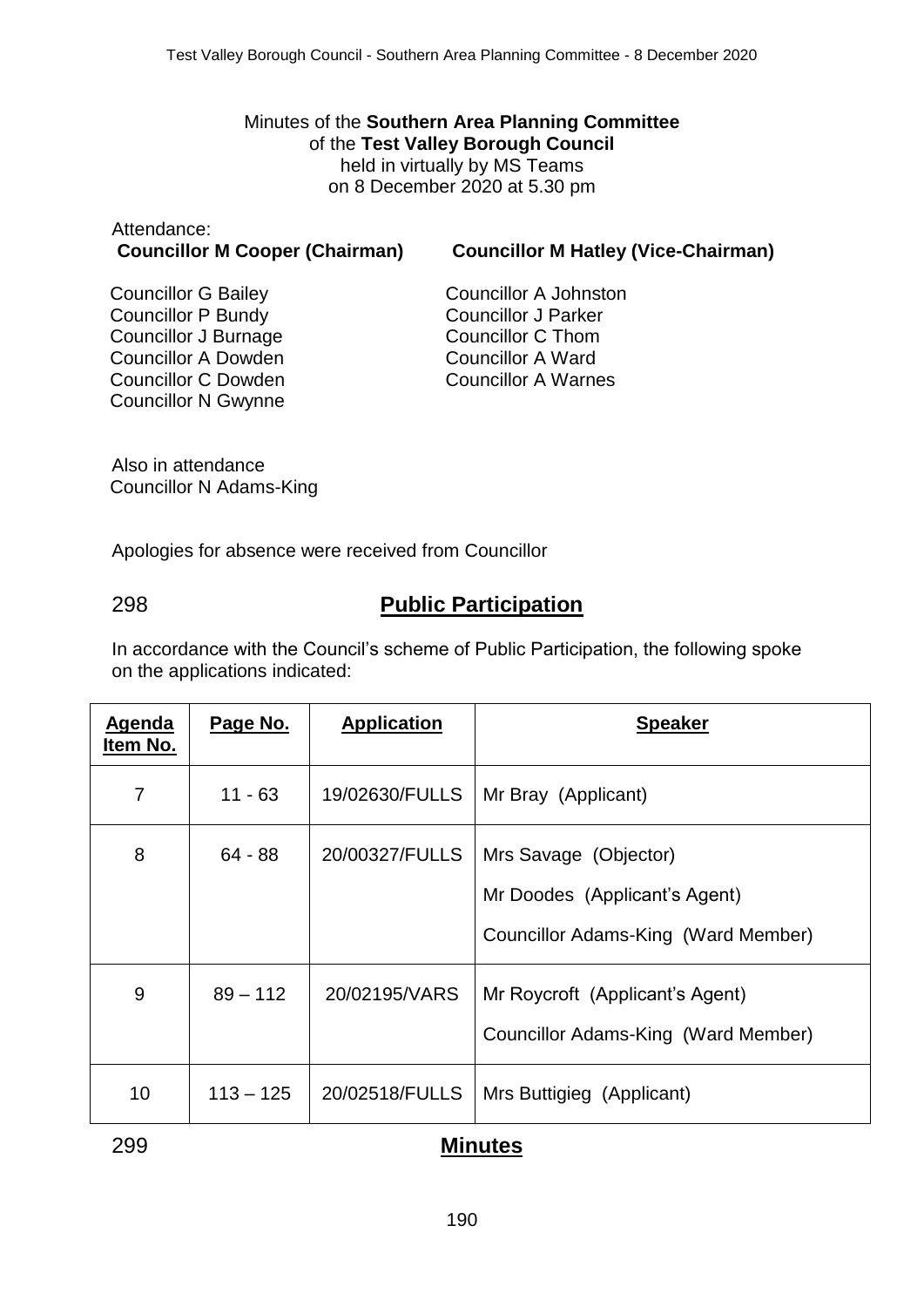Minutes of the **Southern Area Planning Committee**
of the **Test Valley Borough Council**
held in virtually by MS Teams
on 8 December 2020 at 5.30 pm

Attendance:

**Councillor M Cooper (Chairman)**

**Councillor M Hatley (Vice-Chairman)**

Councillor G Bailey
Councillor P Bundy
Councillor J Burnage
Councillor A Dowden
Councillor C Dowden
Councillor N Gwynne
Councillor A Johnston
Councillor J Parker
Councillor C Thom
Councillor A Ward
Councillor A Warnes

Also in attendance
Councillor N Adams-King

Apologies for absence were received from Councillor

## 298 Public Participation

In accordance with the Council's scheme of Public Participation, the following spoke on the applications indicated:

| Agenda Item No. | Page No. | Application | Speaker |
|---|---|---|---|
| 7 | 11 - 63 | 19/02630/FULLS | Mr Bray (Applicant) |
| 8 | 64 - 88 | 20/00327/FULLS | Mrs Savage (Objector)<br>Mr Doodes (Applicant's Agent)<br>Councillor Adams-King (Ward Member) |
| 9 | 89 – 112 | 20/02195/VARS | Mr Roycroft (Applicant's Agent)<br>Councillor Adams-King (Ward Member) |
| 10 | 113 – 125 | 20/02518/FULLS | Mrs Buttigieg (Applicant) |

## 299 Minutes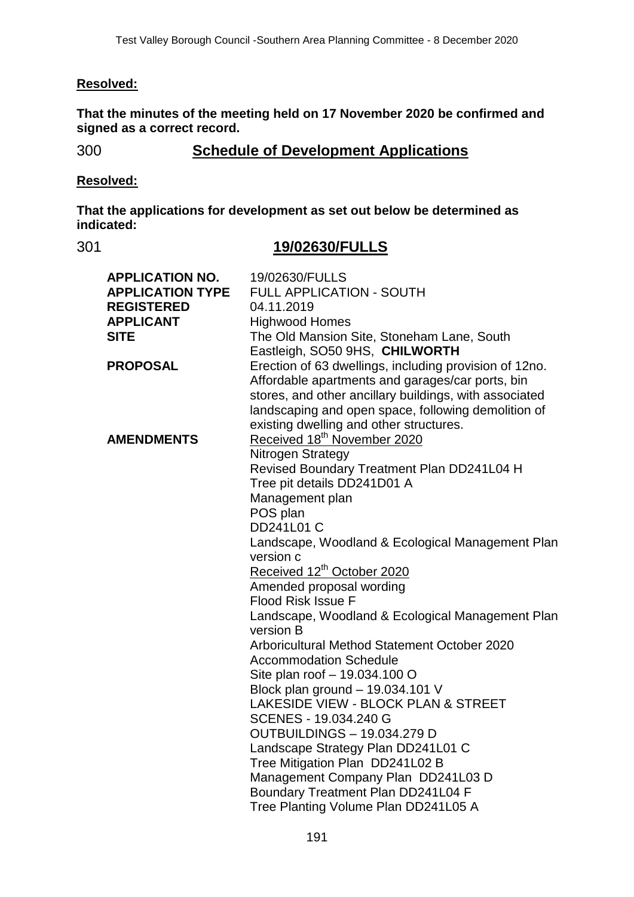**Resolved:**

**That the minutes of the meeting held on 17 November 2020 be confirmed and signed as a correct record.**

## 300 Schedule of Development Applications

**Resolved:**

**That the applications for development as set out below be determined as indicated:**

## 301 19/02630/FULLS

| | |
|---|---|
| **APPLICATION NO.** | 19/02630/FULLS |
| **APPLICATION TYPE** | FULL APPLICATION - SOUTH |
| **REGISTERED** | 04.11.2019 |
| **APPLICANT** | Highwood Homes |
| **SITE** | The Old Mansion Site, Stoneham Lane, South Eastleigh, SO50 9HS, **CHILWORTH** |
| **PROPOSAL** | Erection of 63 dwellings, including provision of 12no. Affordable apartments and garages/car ports, bin stores, and other ancillary buildings, with associated landscaping and open space, following demolition of existing dwelling and other structures. |
| **AMENDMENTS** | Received 18th November 2020<br>Nitrogen Strategy<br>Revised Boundary Treatment Plan DD241L04 H<br>Tree pit details DD241D01 A<br>Management plan<br>POS plan<br>DD241L01 C<br>Landscape, Woodland & Ecological Management Plan version c<br>Received 12th October 2020<br>Amended proposal wording<br>Flood Risk Issue F<br>Landscape, Woodland & Ecological Management Plan version B<br>Arboricultural Method Statement October 2020<br>Accommodation Schedule<br>Site plan roof – 19.034.100 O<br>Block plan ground – 19.034.101 V<br>LAKESIDE VIEW - BLOCK PLAN & STREET SCENES - 19.034.240 G<br>OUTBUILDINGS – 19.034.279 D<br>Landscape Strategy Plan DD241L01 C<br>Tree Mitigation Plan DD241L02 B<br>Management Company Plan DD241L03 D<br>Boundary Treatment Plan DD241L04 F<br>Tree Planting Volume Plan DD241L05 A |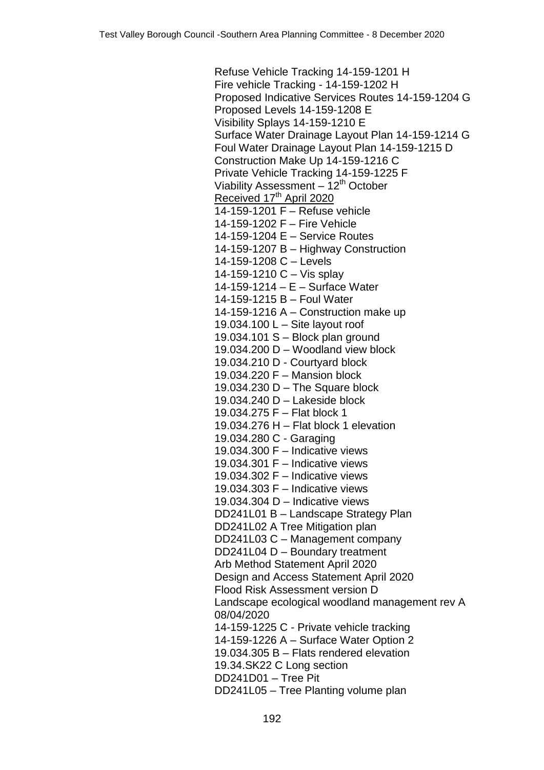Refuse Vehicle Tracking 14-159-1201 H
Fire vehicle Tracking - 14-159-1202 H
Proposed Indicative Services Routes 14-159-1204 G
Proposed Levels 14-159-1208 E
Visibility Splays 14-159-1210 E
Surface Water Drainage Layout Plan 14-159-1214 G
Foul Water Drainage Layout Plan 14-159-1215 D
Construction Make Up 14-159-1216 C
Private Vehicle Tracking 14-159-1225 F
Viability Assessment – 12th October

Received 17th April 2020

14-159-1201 F – Refuse vehicle
14-159-1202 F – Fire Vehicle
14-159-1204 E – Service Routes
14-159-1207 B – Highway Construction
14-159-1208 C – Levels
14-159-1210 C – Vis splay
14-159-1214 – E – Surface Water
14-159-1215 B – Foul Water
14-159-1216 A – Construction make up
19.034.100 L – Site layout roof
19.034.101 S – Block plan ground
19.034.200 D – Woodland view block
19.034.210 D - Courtyard block
19.034.220 F – Mansion block
19.034.230 D – The Square block
19.034.240 D – Lakeside block
19.034.275 F – Flat block 1
19.034.276 H – Flat block 1 elevation
19.034.280 C - Garaging
19.034.300 F – Indicative views
19.034.301 F – Indicative views
19.034.302 F – Indicative views
19.034.303 F – Indicative views
19.034.304 D – Indicative views
DD241L01 B – Landscape Strategy Plan
DD241L02 A Tree Mitigation plan
DD241L03 C – Management company
DD241L04 D – Boundary treatment
Arb Method Statement April 2020
Design and Access Statement April 2020
Flood Risk Assessment version D
Landscape ecological woodland management rev A 08/04/2020
14-159-1225 C - Private vehicle tracking
14-159-1226 A – Surface Water Option 2
19.034.305 B – Flats rendered elevation
19.34.SK22 C Long section
DD241D01 – Tree Pit
DD241L05 – Tree Planting volume plan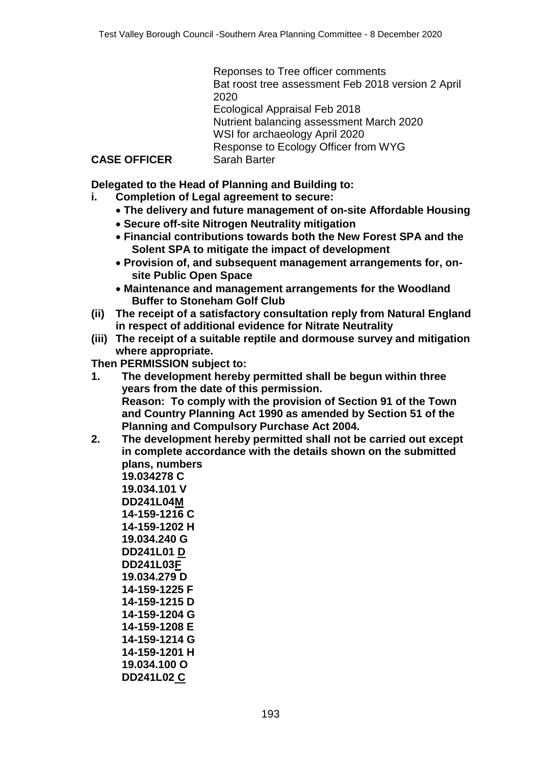Reponses to Tree officer comments
Bat roost tree assessment Feb 2018 version 2 April 2020
Ecological Appraisal Feb 2018
Nutrient balancing assessment March 2020
WSI for archaeology April 2020
Response to Ecology Officer from WYG

**CASE OFFICER** Sarah Barter

**Delegated to the Head of Planning and Building to:**

**i. Completion of Legal agreement to secure:**
- **The delivery and future management of on-site Affordable Housing**
- **Secure off-site Nitrogen Neutrality mitigation**
- **Financial contributions towards both the New Forest SPA and the Solent SPA to mitigate the impact of development**
- **Provision of, and subsequent management arrangements for, on-site Public Open Space**
- **Maintenance and management arrangements for the Woodland Buffer to Stoneham Golf Club**

**(ii) The receipt of a satisfactory consultation reply from Natural England in respect of additional evidence for Nitrate Neutrality**

**(iii) The receipt of a suitable reptile and dormouse survey and mitigation where appropriate.**

**Then PERMISSION subject to:**

**1. The development hereby permitted shall be begun within three years from the date of this permission.**
**Reason: To comply with the provision of Section 91 of the Town and Country Planning Act 1990 as amended by Section 51 of the Planning and Compulsory Purchase Act 2004.**

**2. The development hereby permitted shall not be carried out except in complete accordance with the details shown on the submitted plans, numbers**
**19.034278 C**
**19.034.101 V**
**DD241L04M**
**14-159-1216 C**
**14-159-1202 H**
**19.034.240 G**
**DD241L01 D**
**DD241L03F**
**19.034.279 D**
**14-159-1225 F**
**14-159-1215 D**
**14-159-1204 G**
**14-159-1208 E**
**14-159-1214 G**
**14-159-1201 H**
**19.034.100 O**
**DD241L02 C**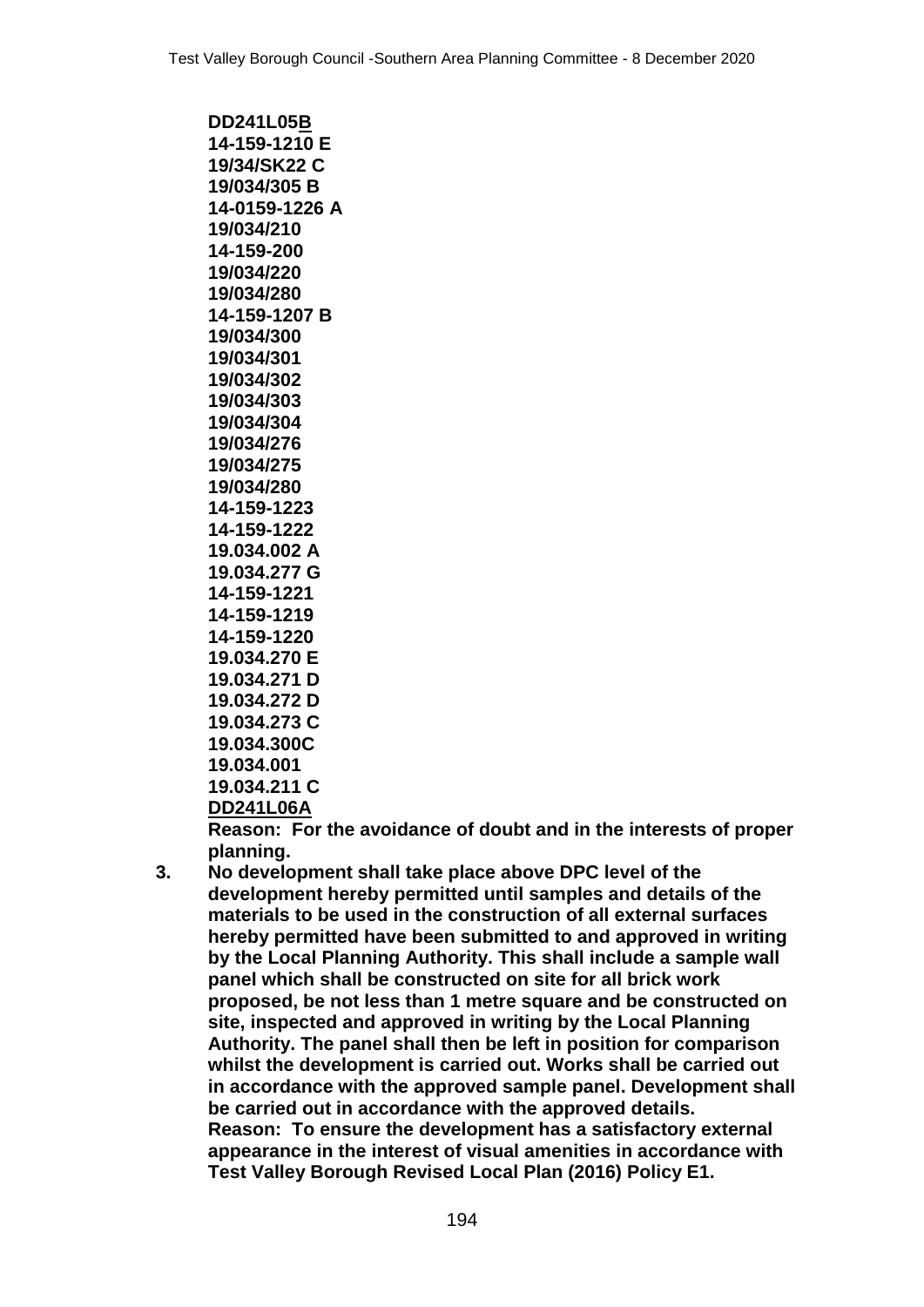**DD241L05B**
**14-159-1210 E**
**19/34/SK22 C**
**19/034/305 B**
**14-0159-1226 A**
**19/034/210**
**14-159-200**
**19/034/220**
**19/034/280**
**14-159-1207 B**
**19/034/300**
**19/034/301**
**19/034/302**
**19/034/303**
**19/034/304**
**19/034/276**
**19/034/275**
**19/034/280**
**14-159-1223**
**14-159-1222**
**19.034.002 A**
**19.034.277 G**
**14-159-1221**
**14-159-1219**
**14-159-1220**
**19.034.270 E**
**19.034.271 D**
**19.034.272 D**
**19.034.273 C**
**19.034.300C**
**19.034.001**
**19.034.211 C**
**DD241L06A**

**Reason: For the avoidance of doubt and in the interests of proper planning.**

**3. No development shall take place above DPC level of the development hereby permitted until samples and details of the materials to be used in the construction of all external surfaces hereby permitted have been submitted to and approved in writing by the Local Planning Authority. This shall include a sample wall panel which shall be constructed on site for all brick work proposed, be not less than 1 metre square and be constructed on site, inspected and approved in writing by the Local Planning Authority. The panel shall then be left in position for comparison whilst the development is carried out. Works shall be carried out in accordance with the approved sample panel. Development shall be carried out in accordance with the approved details.**
**Reason: To ensure the development has a satisfactory external appearance in the interest of visual amenities in accordance with Test Valley Borough Revised Local Plan (2016) Policy E1.**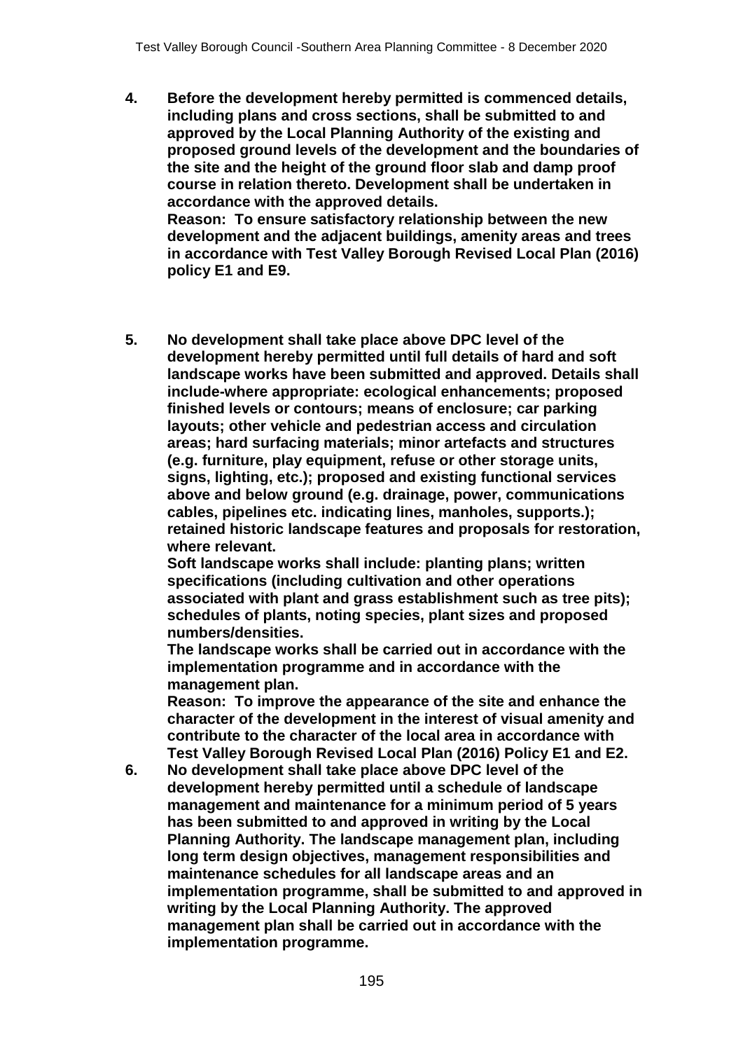**4. Before the development hereby permitted is commenced details, including plans and cross sections, shall be submitted to and approved by the Local Planning Authority of the existing and proposed ground levels of the development and the boundaries of the site and the height of the ground floor slab and damp proof course in relation thereto. Development shall be undertaken in accordance with the approved details.**
**Reason: To ensure satisfactory relationship between the new development and the adjacent buildings, amenity areas and trees in accordance with Test Valley Borough Revised Local Plan (2016) policy E1 and E9.**

**5. No development shall take place above DPC level of the development hereby permitted until full details of hard and soft landscape works have been submitted and approved. Details shall include-where appropriate: ecological enhancements; proposed finished levels or contours; means of enclosure; car parking layouts; other vehicle and pedestrian access and circulation areas; hard surfacing materials; minor artefacts and structures (e.g. furniture, play equipment, refuse or other storage units, signs, lighting, etc.); proposed and existing functional services above and below ground (e.g. drainage, power, communications cables, pipelines etc. indicating lines, manholes, supports.); retained historic landscape features and proposals for restoration, where relevant.**
**Soft landscape works shall include: planting plans; written specifications (including cultivation and other operations associated with plant and grass establishment such as tree pits); schedules of plants, noting species, plant sizes and proposed numbers/densities.**
**The landscape works shall be carried out in accordance with the implementation programme and in accordance with the management plan.**
**Reason: To improve the appearance of the site and enhance the character of the development in the interest of visual amenity and contribute to the character of the local area in accordance with Test Valley Borough Revised Local Plan (2016) Policy E1 and E2.**

**6. No development shall take place above DPC level of the development hereby permitted until a schedule of landscape management and maintenance for a minimum period of 5 years has been submitted to and approved in writing by the Local Planning Authority. The landscape management plan, including long term design objectives, management responsibilities and maintenance schedules for all landscape areas and an implementation programme, shall be submitted to and approved in writing by the Local Planning Authority. The approved management plan shall be carried out in accordance with the implementation programme.**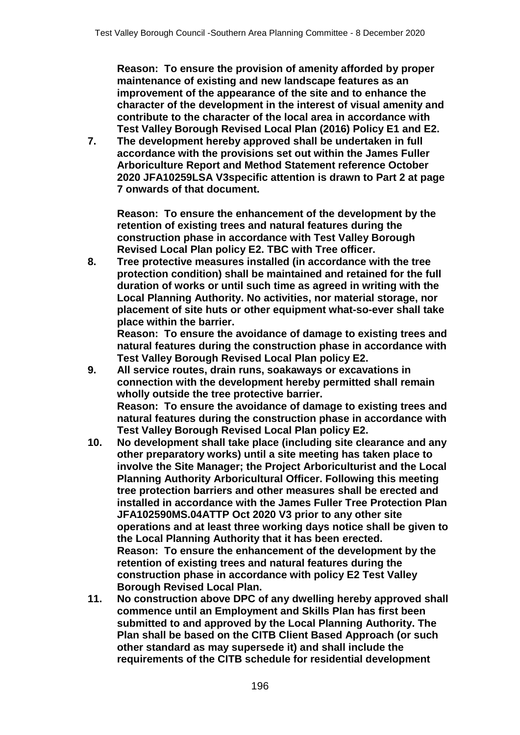**Reason: To ensure the provision of amenity afforded by proper maintenance of existing and new landscape features as an improvement of the appearance of the site and to enhance the character of the development in the interest of visual amenity and contribute to the character of the local area in accordance with Test Valley Borough Revised Local Plan (2016) Policy E1 and E2.**

7. **The development hereby approved shall be undertaken in full accordance with the provisions set out within the James Fuller Arboriculture Report and Method Statement reference October 2020 JFA10259LSA V3specific attention is drawn to Part 2 at page 7 onwards of that document.**

   **Reason: To ensure the enhancement of the development by the retention of existing trees and natural features during the construction phase in accordance with Test Valley Borough Revised Local Plan policy E2. TBC with Tree officer.**

8. **Tree protective measures installed (in accordance with the tree protection condition) shall be maintained and retained for the full duration of works or until such time as agreed in writing with the Local Planning Authority. No activities, nor material storage, nor placement of site huts or other equipment what-so-ever shall take place within the barrier.**
   **Reason: To ensure the avoidance of damage to existing trees and natural features during the construction phase in accordance with Test Valley Borough Revised Local Plan policy E2.**

9. **All service routes, drain runs, soakaways or excavations in connection with the development hereby permitted shall remain wholly outside the tree protective barrier.**
   **Reason: To ensure the avoidance of damage to existing trees and natural features during the construction phase in accordance with Test Valley Borough Revised Local Plan policy E2.**

10. **No development shall take place (including site clearance and any other preparatory works) until a site meeting has taken place to involve the Site Manager; the Project Arboriculturist and the Local Planning Authority Arboricultural Officer. Following this meeting tree protection barriers and other measures shall be erected and installed in accordance with the James Fuller Tree Protection Plan JFA102590MS.04ATTP Oct 2020 V3 prior to any other site operations and at least three working days notice shall be given to the Local Planning Authority that it has been erected.**
    **Reason: To ensure the enhancement of the development by the retention of existing trees and natural features during the construction phase in accordance with policy E2 Test Valley Borough Revised Local Plan.**

11. **No construction above DPC of any dwelling hereby approved shall commence until an Employment and Skills Plan has first been submitted to and approved by the Local Planning Authority. The Plan shall be based on the CITB Client Based Approach (or such other standard as may supersede it) and shall include the requirements of the CITB schedule for residential development**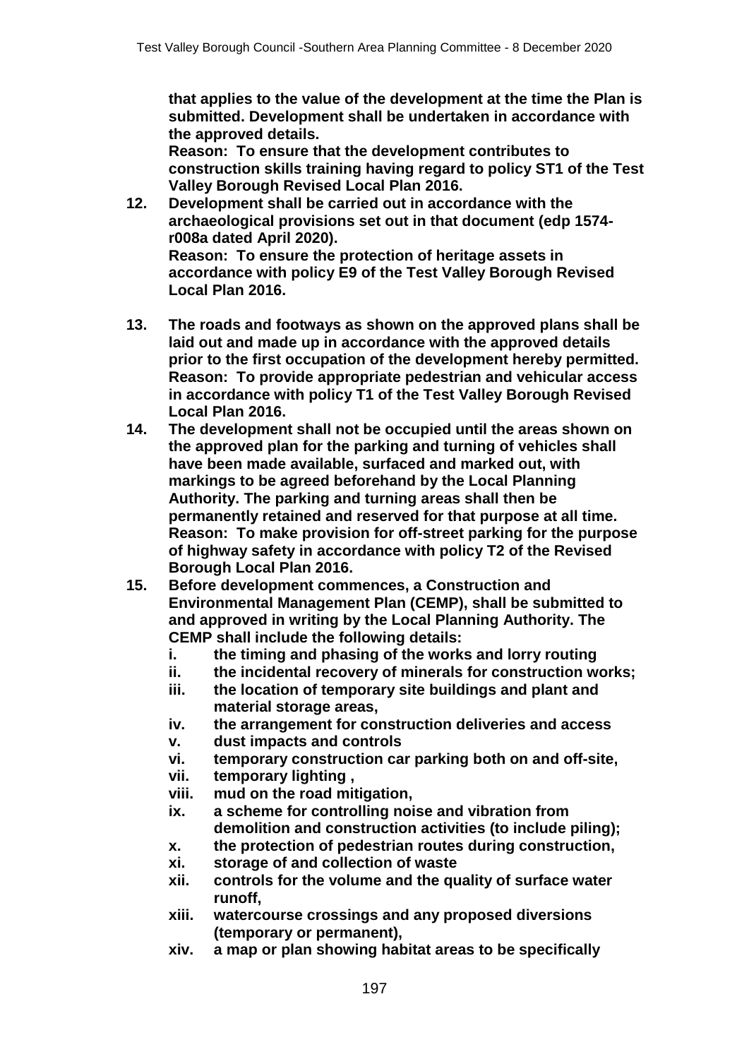**that applies to the value of the development at the time the Plan is submitted. Development shall be undertaken in accordance with the approved details.**
**Reason: To ensure that the development contributes to construction skills training having regard to policy ST1 of the Test Valley Borough Revised Local Plan 2016.**

12. **Development shall be carried out in accordance with the archaeological provisions set out in that document (edp 1574-r008a dated April 2020).**
    **Reason: To ensure the protection of heritage assets in accordance with policy E9 of the Test Valley Borough Revised Local Plan 2016.**

13. **The roads and footways as shown on the approved plans shall be laid out and made up in accordance with the approved details prior to the first occupation of the development hereby permitted.**
    **Reason: To provide appropriate pedestrian and vehicular access in accordance with policy T1 of the Test Valley Borough Revised Local Plan 2016.**

14. **The development shall not be occupied until the areas shown on the approved plan for the parking and turning of vehicles shall have been made available, surfaced and marked out, with markings to be agreed beforehand by the Local Planning Authority. The parking and turning areas shall then be permanently retained and reserved for that purpose at all time.**
    **Reason: To make provision for off-street parking for the purpose of highway safety in accordance with policy T2 of the Revised Borough Local Plan 2016.**

15. **Before development commences, a Construction and Environmental Management Plan (CEMP), shall be submitted to and approved in writing by the Local Planning Authority. The CEMP shall include the following details:**
    - **i. the timing and phasing of the works and lorry routing**
    - **ii. the incidental recovery of minerals for construction works;**
    - **iii. the location of temporary site buildings and plant and material storage areas,**
    - **iv. the arrangement for construction deliveries and access**
    - **v. dust impacts and controls**
    - **vi. temporary construction car parking both on and off-site,**
    - **vii. temporary lighting ,**
    - **viii. mud on the road mitigation,**
    - **ix. a scheme for controlling noise and vibration from demolition and construction activities (to include piling);**
    - **x. the protection of pedestrian routes during construction,**
    - **xi. storage of and collection of waste**
    - **xii. controls for the volume and the quality of surface water runoff,**
    - **xiii. watercourse crossings and any proposed diversions (temporary or permanent),**
    - **xiv. a map or plan showing habitat areas to be specifically**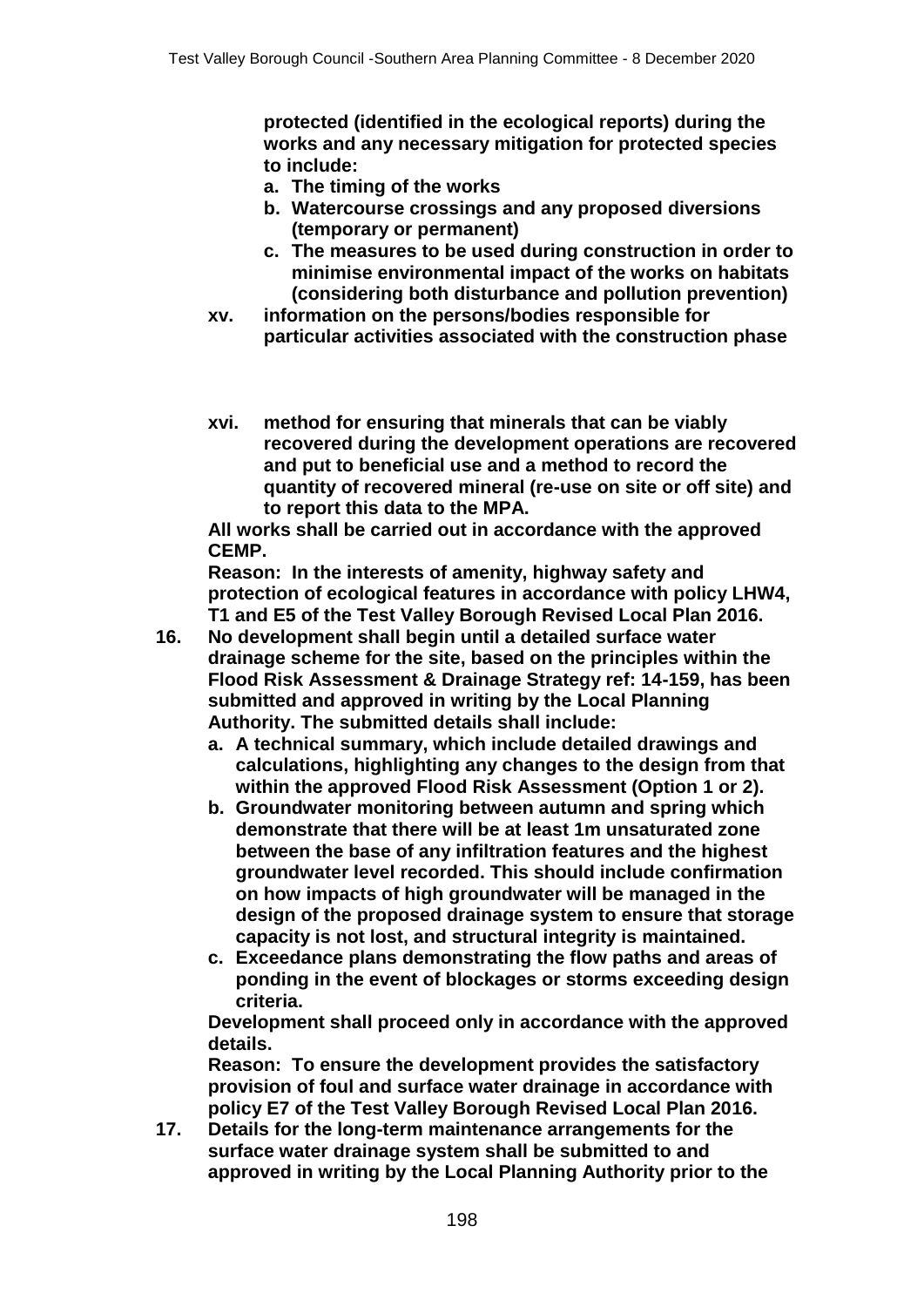**protected (identified in the ecological reports) during the works and any necessary mitigation for protected species to include:**

- **a. The timing of the works**
- **b. Watercourse crossings and any proposed diversions (temporary or permanent)**
- **c. The measures to be used during construction in order to minimise environmental impact of the works on habitats (considering both disturbance and pollution prevention)**

**xv. information on the persons/bodies responsible for particular activities associated with the construction phase**

**xvi. method for ensuring that minerals that can be viably recovered during the development operations are recovered and put to beneficial use and a method to record the quantity of recovered mineral (re-use on site or off site) and to report this data to the MPA.**

**All works shall be carried out in accordance with the approved CEMP.**

**Reason: In the interests of amenity, highway safety and protection of ecological features in accordance with policy LHW4, T1 and E5 of the Test Valley Borough Revised Local Plan 2016.**

**16. No development shall begin until a detailed surface water drainage scheme for the site, based on the principles within the Flood Risk Assessment & Drainage Strategy ref: 14-159, has been submitted and approved in writing by the Local Planning Authority. The submitted details shall include:**

- **a. A technical summary, which include detailed drawings and calculations, highlighting any changes to the design from that within the approved Flood Risk Assessment (Option 1 or 2).**
- **b. Groundwater monitoring between autumn and spring which demonstrate that there will be at least 1m unsaturated zone between the base of any infiltration features and the highest groundwater level recorded. This should include confirmation on how impacts of high groundwater will be managed in the design of the proposed drainage system to ensure that storage capacity is not lost, and structural integrity is maintained.**
- **c. Exceedance plans demonstrating the flow paths and areas of ponding in the event of blockages or storms exceeding design criteria.**

**Development shall proceed only in accordance with the approved details.**

**Reason: To ensure the development provides the satisfactory provision of foul and surface water drainage in accordance with policy E7 of the Test Valley Borough Revised Local Plan 2016.**

**17. Details for the long-term maintenance arrangements for the surface water drainage system shall be submitted to and approved in writing by the Local Planning Authority prior to the**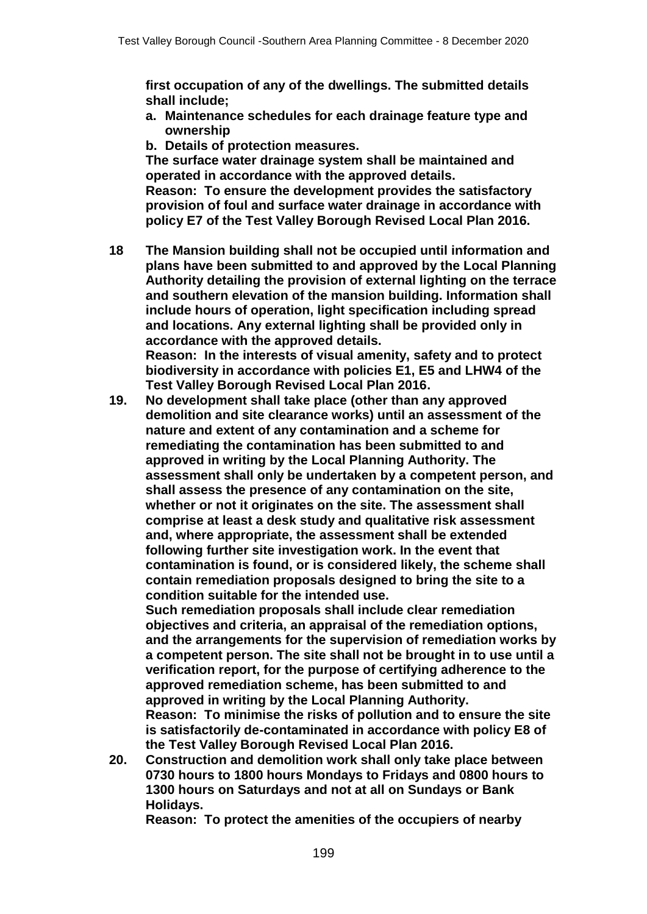**first occupation of any of the dwellings. The submitted details shall include;**

**a. Maintenance schedules for each drainage feature type and ownership**

**b. Details of protection measures.**

**The surface water drainage system shall be maintained and operated in accordance with the approved details.**

**Reason: To ensure the development provides the satisfactory provision of foul and surface water drainage in accordance with policy E7 of the Test Valley Borough Revised Local Plan 2016.**

**18 The Mansion building shall not be occupied until information and plans have been submitted to and approved by the Local Planning Authority detailing the provision of external lighting on the terrace and southern elevation of the mansion building. Information shall include hours of operation, light specification including spread and locations. Any external lighting shall be provided only in accordance with the approved details.**

**Reason: In the interests of visual amenity, safety and to protect biodiversity in accordance with policies E1, E5 and LHW4 of the Test Valley Borough Revised Local Plan 2016.**

**19. No development shall take place (other than any approved demolition and site clearance works) until an assessment of the nature and extent of any contamination and a scheme for remediating the contamination has been submitted to and approved in writing by the Local Planning Authority. The assessment shall only be undertaken by a competent person, and shall assess the presence of any contamination on the site, whether or not it originates on the site. The assessment shall comprise at least a desk study and qualitative risk assessment and, where appropriate, the assessment shall be extended following further site investigation work. In the event that contamination is found, or is considered likely, the scheme shall contain remediation proposals designed to bring the site to a condition suitable for the intended use.**

**Such remediation proposals shall include clear remediation objectives and criteria, an appraisal of the remediation options, and the arrangements for the supervision of remediation works by a competent person. The site shall not be brought in to use until a verification report, for the purpose of certifying adherence to the approved remediation scheme, has been submitted to and approved in writing by the Local Planning Authority.**

**Reason: To minimise the risks of pollution and to ensure the site is satisfactorily de-contaminated in accordance with policy E8 of the Test Valley Borough Revised Local Plan 2016.**

**20. Construction and demolition work shall only take place between 0730 hours to 1800 hours Mondays to Fridays and 0800 hours to 1300 hours on Saturdays and not at all on Sundays or Bank Holidays.**

**Reason: To protect the amenities of the occupiers of nearby**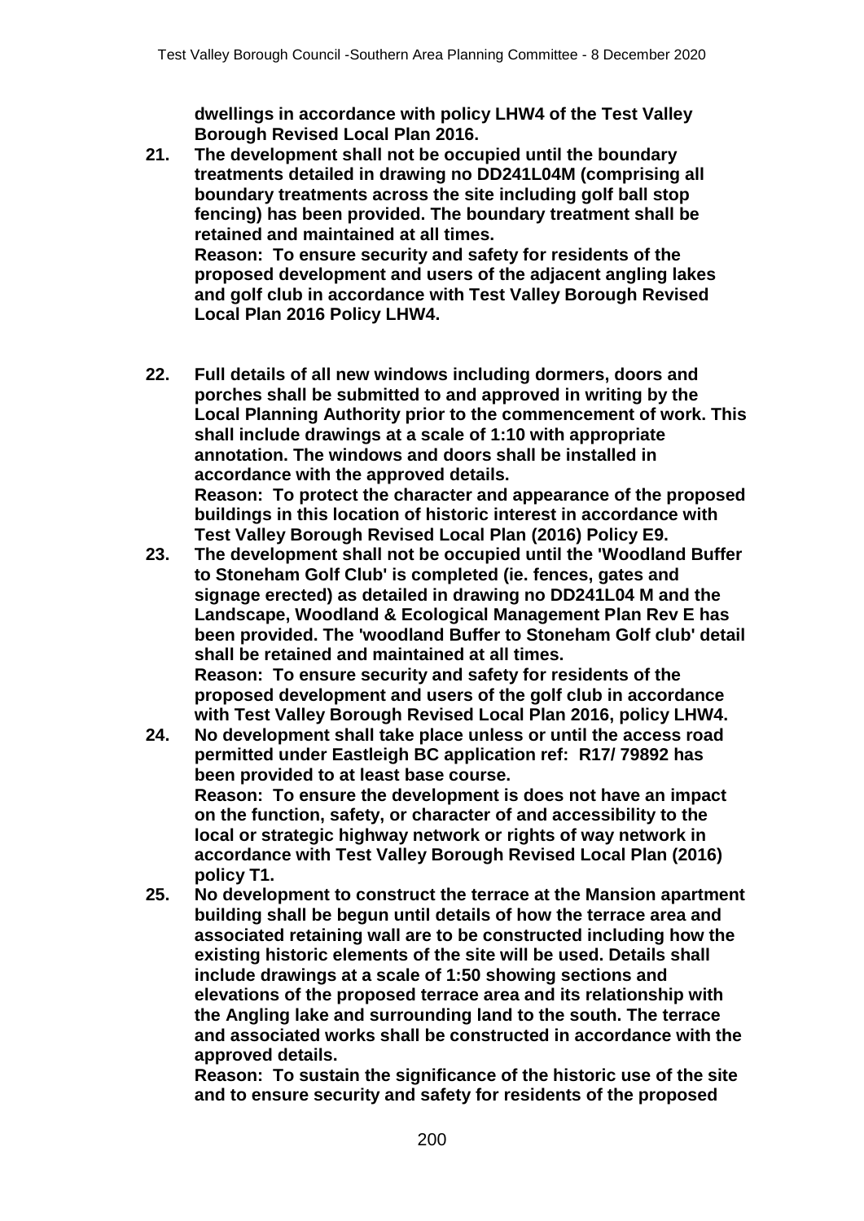**dwellings in accordance with policy LHW4 of the Test Valley Borough Revised Local Plan 2016.**

21. **The development shall not be occupied until the boundary treatments detailed in drawing no DD241L04M (comprising all boundary treatments across the site including golf ball stop fencing) has been provided. The boundary treatment shall be retained and maintained at all times.**
    **Reason: To ensure security and safety for residents of the proposed development and users of the adjacent angling lakes and golf club in accordance with Test Valley Borough Revised Local Plan 2016 Policy LHW4.**

22. **Full details of all new windows including dormers, doors and porches shall be submitted to and approved in writing by the Local Planning Authority prior to the commencement of work. This shall include drawings at a scale of 1:10 with appropriate annotation. The windows and doors shall be installed in accordance with the approved details.**
    **Reason: To protect the character and appearance of the proposed buildings in this location of historic interest in accordance with Test Valley Borough Revised Local Plan (2016) Policy E9.**

23. **The development shall not be occupied until the 'Woodland Buffer to Stoneham Golf Club' is completed (ie. fences, gates and signage erected) as detailed in drawing no DD241L04 M and the Landscape, Woodland & Ecological Management Plan Rev E has been provided. The 'woodland Buffer to Stoneham Golf club' detail shall be retained and maintained at all times.**
    **Reason: To ensure security and safety for residents of the proposed development and users of the golf club in accordance with Test Valley Borough Revised Local Plan 2016, policy LHW4.**

24. **No development shall take place unless or until the access road permitted under Eastleigh BC application ref: R17/ 79892 has been provided to at least base course.**
    **Reason: To ensure the development is does not have an impact on the function, safety, or character of and accessibility to the local or strategic highway network or rights of way network in accordance with Test Valley Borough Revised Local Plan (2016) policy T1.**

25. **No development to construct the terrace at the Mansion apartment building shall be begun until details of how the terrace area and associated retaining wall are to be constructed including how the existing historic elements of the site will be used. Details shall include drawings at a scale of 1:50 showing sections and elevations of the proposed terrace area and its relationship with the Angling lake and surrounding land to the south. The terrace and associated works shall be constructed in accordance with the approved details.**
    **Reason: To sustain the significance of the historic use of the site and to ensure security and safety for residents of the proposed**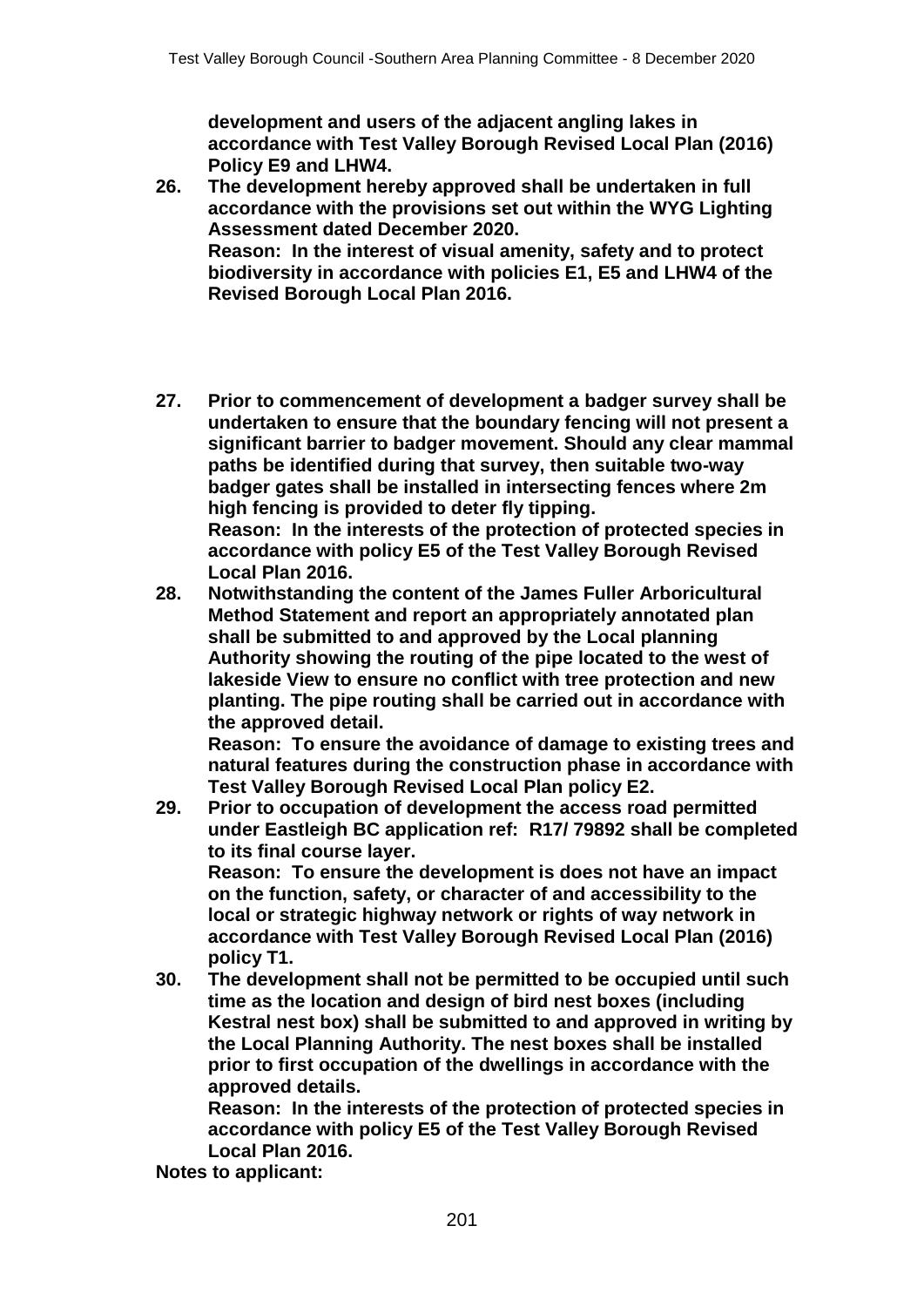**development and users of the adjacent angling lakes in accordance with Test Valley Borough Revised Local Plan (2016) Policy E9 and LHW4.**

**26. The development hereby approved shall be undertaken in full accordance with the provisions set out within the WYG Lighting Assessment dated December 2020.**
**Reason: In the interest of visual amenity, safety and to protect biodiversity in accordance with policies E1, E5 and LHW4 of the Revised Borough Local Plan 2016.**

**27. Prior to commencement of development a badger survey shall be undertaken to ensure that the boundary fencing will not present a significant barrier to badger movement. Should any clear mammal paths be identified during that survey, then suitable two-way badger gates shall be installed in intersecting fences where 2m high fencing is provided to deter fly tipping.**
**Reason: In the interests of the protection of protected species in accordance with policy E5 of the Test Valley Borough Revised Local Plan 2016.**

**28. Notwithstanding the content of the James Fuller Arboricultural Method Statement and report an appropriately annotated plan shall be submitted to and approved by the Local planning Authority showing the routing of the pipe located to the west of lakeside View to ensure no conflict with tree protection and new planting. The pipe routing shall be carried out in accordance with the approved detail.**
**Reason: To ensure the avoidance of damage to existing trees and natural features during the construction phase in accordance with Test Valley Borough Revised Local Plan policy E2.**

**29. Prior to occupation of development the access road permitted under Eastleigh BC application ref: R17/ 79892 shall be completed to its final course layer.**
**Reason: To ensure the development is does not have an impact on the function, safety, or character of and accessibility to the local or strategic highway network or rights of way network in accordance with Test Valley Borough Revised Local Plan (2016) policy T1.**

**30. The development shall not be permitted to be occupied until such time as the location and design of bird nest boxes (including Kestral nest box) shall be submitted to and approved in writing by the Local Planning Authority. The nest boxes shall be installed prior to first occupation of the dwellings in accordance with the approved details.**
**Reason: In the interests of the protection of protected species in accordance with policy E5 of the Test Valley Borough Revised Local Plan 2016.**

**Notes to applicant:**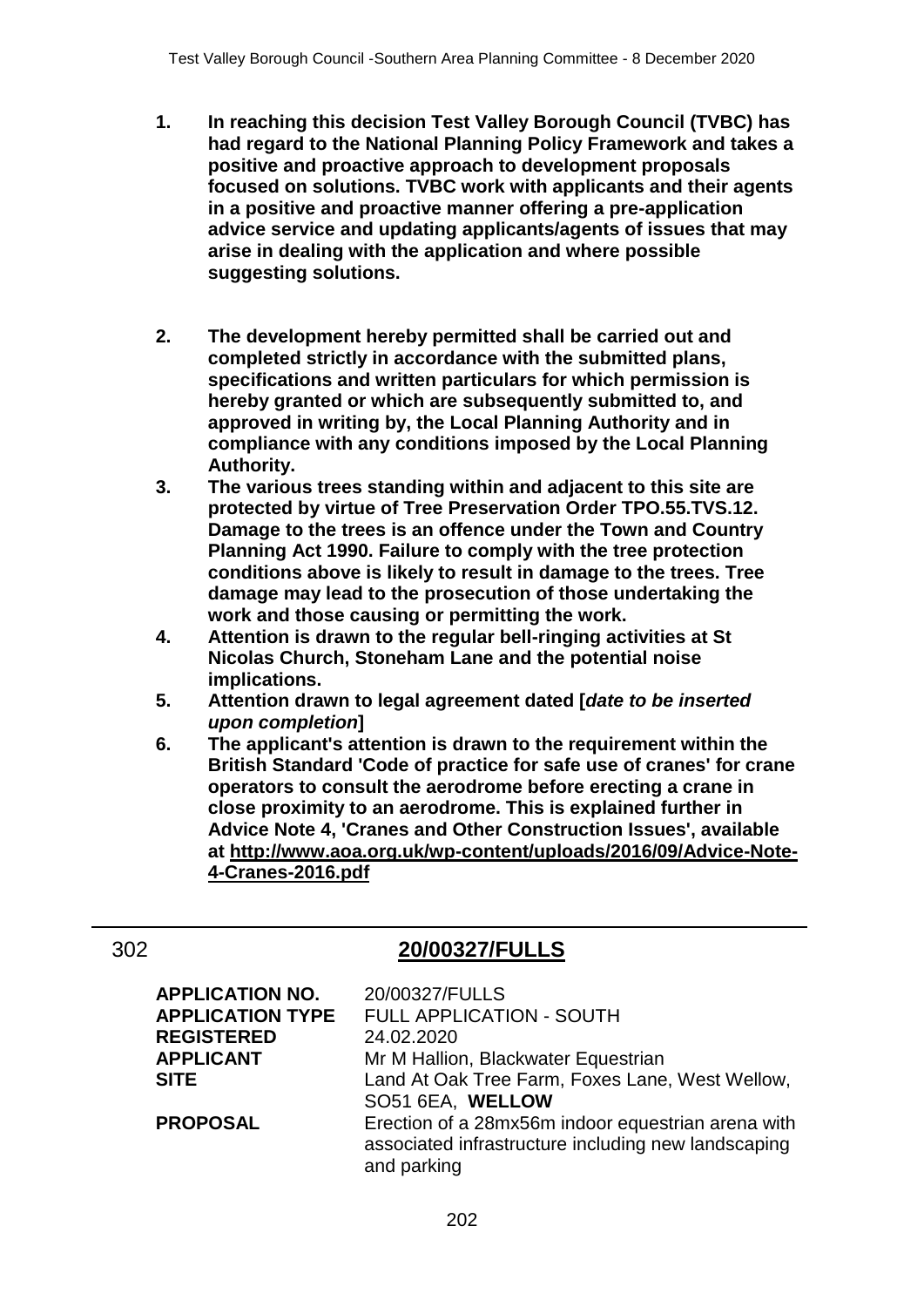1. **In reaching this decision Test Valley Borough Council (TVBC) has had regard to the National Planning Policy Framework and takes a positive and proactive approach to development proposals focused on solutions. TVBC work with applicants and their agents in a positive and proactive manner offering a pre-application advice service and updating applicants/agents of issues that may arise in dealing with the application and where possible suggesting solutions.**

2. **The development hereby permitted shall be carried out and completed strictly in accordance with the submitted plans, specifications and written particulars for which permission is hereby granted or which are subsequently submitted to, and approved in writing by, the Local Planning Authority and in compliance with any conditions imposed by the Local Planning Authority.**
3. **The various trees standing within and adjacent to this site are protected by virtue of Tree Preservation Order TPO.55.TVS.12. Damage to the trees is an offence under the Town and Country Planning Act 1990. Failure to comply with the tree protection conditions above is likely to result in damage to the trees. Tree damage may lead to the prosecution of those undertaking the work and those causing or permitting the work.**
4. **Attention is drawn to the regular bell-ringing activities at St Nicolas Church, Stoneham Lane and the potential noise implications.**
5. **Attention drawn to legal agreement dated [*date to be inserted upon completion*]**
6. **The applicant's attention is drawn to the requirement within the British Standard 'Code of practice for safe use of cranes' for crane operators to consult the aerodrome before erecting a crane in close proximity to an aerodrome. This is explained further in Advice Note 4, 'Cranes and Other Construction Issues', available at http://www.aoa.org.uk/wp-content/uploads/2016/09/Advice-Note-4-Cranes-2016.pdf**

---

302 **20/00327/FULLS**

| | |
|---|---|
| **APPLICATION NO.** | 20/00327/FULLS |
| **APPLICATION TYPE** | FULL APPLICATION - SOUTH |
| **REGISTERED** | 24.02.2020 |
| **APPLICANT** | Mr M Hallion, Blackwater Equestrian |
| **SITE** | Land At Oak Tree Farm, Foxes Lane, West Wellow, SO51 6EA, **WELLOW** |
| **PROPOSAL** | Erection of a 28mx56m indoor equestrian arena with associated infrastructure including new landscaping and parking |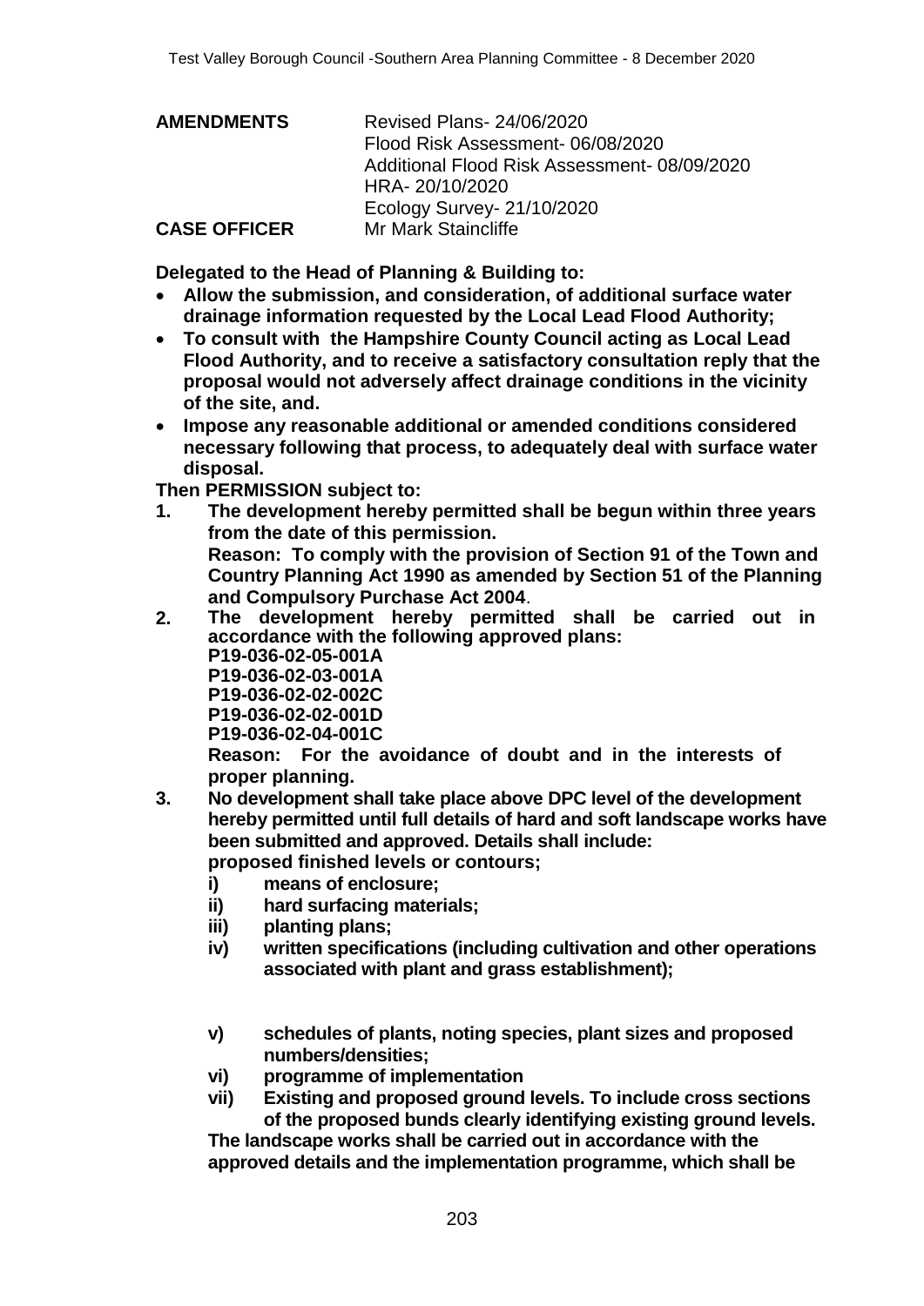| | |
|---|---|
| **AMENDMENTS** | Revised Plans- 24/06/2020<br>Flood Risk Assessment- 06/08/2020<br>Additional Flood Risk Assessment- 08/09/2020<br>HRA- 20/10/2020<br>Ecology Survey- 21/10/2020 |
| **CASE OFFICER** | Mr Mark Staincliffe |

**Delegated to the Head of Planning & Building to:**

- **Allow the submission, and consideration, of additional surface water drainage information requested by the Local Lead Flood Authority;**
- **To consult with the Hampshire County Council acting as Local Lead Flood Authority, and to receive a satisfactory consultation reply that the proposal would not adversely affect drainage conditions in the vicinity of the site, and.**
- **Impose any reasonable additional or amended conditions considered necessary following that process, to adequately deal with surface water disposal.**

**Then PERMISSION subject to:**

1. **The development hereby permitted shall be begun within three years from the date of this permission.**
   **Reason: To comply with the provision of Section 91 of the Town and Country Planning Act 1990 as amended by Section 51 of the Planning and Compulsory Purchase Act 2004**.
2. **The development hereby permitted shall be carried out in accordance with the following approved plans:**
   **P19-036-02-05-001A**
   **P19-036-02-03-001A**
   **P19-036-02-02-002C**
   **P19-036-02-02-001D**
   **P19-036-02-04-001C**
   **Reason: For the avoidance of doubt and in the interests of proper planning.**
3. **No development shall take place above DPC level of the development hereby permitted until full details of hard and soft landscape works have been submitted and approved. Details shall include:**
   **proposed finished levels or contours;**
   - **i) means of enclosure;**
   - **ii) hard surfacing materials;**
   - **iii) planting plans;**
   - **iv) written specifications (including cultivation and other operations associated with plant and grass establishment);**
   - **v) schedules of plants, noting species, plant sizes and proposed numbers/densities;**
   - **vi) programme of implementation**
   - **vii) Existing and proposed ground levels. To include cross sections of the proposed bunds clearly identifying existing ground levels.**

   **The landscape works shall be carried out in accordance with the approved details and the implementation programme, which shall be**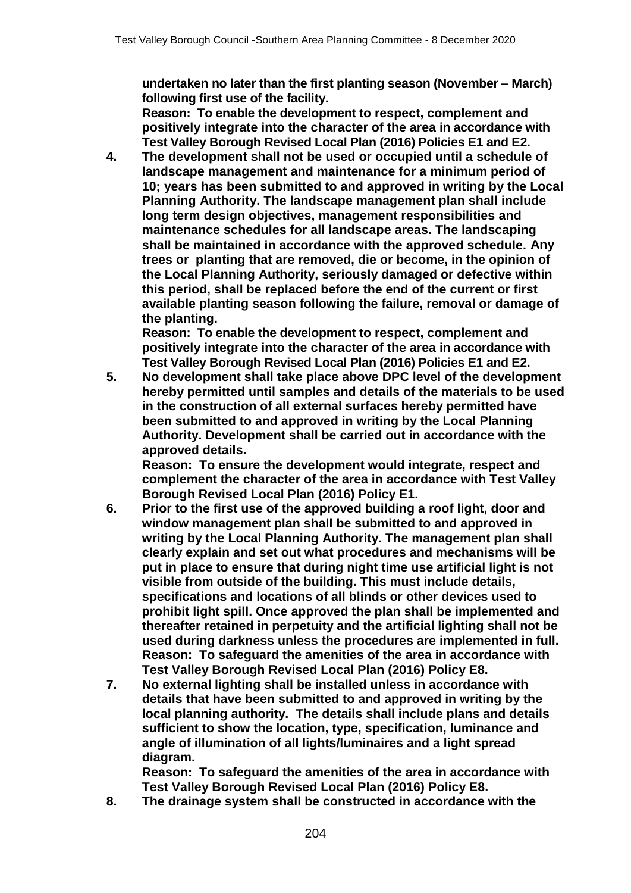**undertaken no later than the first planting season (November – March) following first use of the facility.**
**Reason: To enable the development to respect, complement and positively integrate into the character of the area in accordance with Test Valley Borough Revised Local Plan (2016) Policies E1 and E2.**

4. **The development shall not be used or occupied until a schedule of landscape management and maintenance for a minimum period of 10; years has been submitted to and approved in writing by the Local Planning Authority. The landscape management plan shall include long term design objectives, management responsibilities and maintenance schedules for all landscape areas. The landscaping shall be maintained in accordance with the approved schedule. Any trees or planting that are removed, die or become, in the opinion of the Local Planning Authority, seriously damaged or defective within this period, shall be replaced before the end of the current or first available planting season following the failure, removal or damage of the planting.**
**Reason: To enable the development to respect, complement and positively integrate into the character of the area in accordance with Test Valley Borough Revised Local Plan (2016) Policies E1 and E2.**

5. **No development shall take place above DPC level of the development hereby permitted until samples and details of the materials to be used in the construction of all external surfaces hereby permitted have been submitted to and approved in writing by the Local Planning Authority. Development shall be carried out in accordance with the approved details.**
**Reason: To ensure the development would integrate, respect and complement the character of the area in accordance with Test Valley Borough Revised Local Plan (2016) Policy E1.**

6. **Prior to the first use of the approved building a roof light, door and window management plan shall be submitted to and approved in writing by the Local Planning Authority. The management plan shall clearly explain and set out what procedures and mechanisms will be put in place to ensure that during night time use artificial light is not visible from outside of the building. This must include details, specifications and locations of all blinds or other devices used to prohibit light spill. Once approved the plan shall be implemented and thereafter retained in perpetuity and the artificial lighting shall not be used during darkness unless the procedures are implemented in full.**
**Reason: To safeguard the amenities of the area in accordance with Test Valley Borough Revised Local Plan (2016) Policy E8.**

7. **No external lighting shall be installed unless in accordance with details that have been submitted to and approved in writing by the local planning authority. The details shall include plans and details sufficient to show the location, type, specification, luminance and angle of illumination of all lights/luminaires and a light spread diagram.**
**Reason: To safeguard the amenities of the area in accordance with Test Valley Borough Revised Local Plan (2016) Policy E8.**

8. **The drainage system shall be constructed in accordance with the**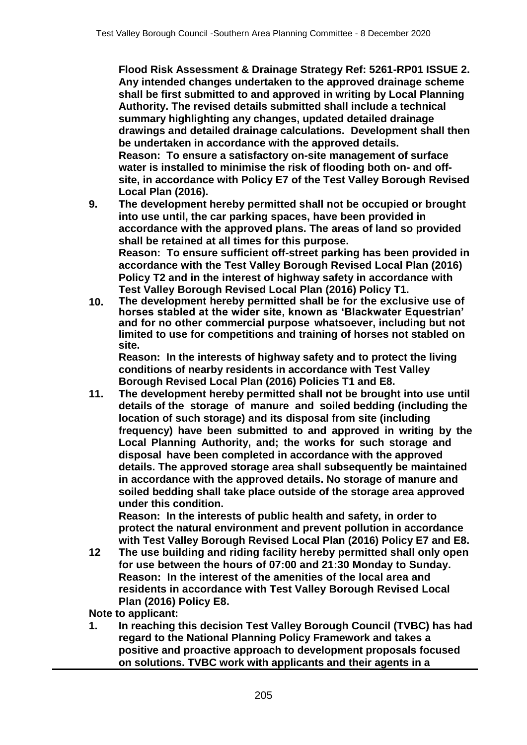**Flood Risk Assessment & Drainage Strategy Ref: 5261-RP01 ISSUE 2. Any intended changes undertaken to the approved drainage scheme shall be first submitted to and approved in writing by Local Planning Authority. The revised details submitted shall include a technical summary highlighting any changes, updated detailed drainage drawings and detailed drainage calculations. Development shall then be undertaken in accordance with the approved details.**
**Reason: To ensure a satisfactory on-site management of surface water is installed to minimise the risk of flooding both on- and off-site, in accordance with Policy E7 of the Test Valley Borough Revised Local Plan (2016).**

9. **The development hereby permitted shall not be occupied or brought into use until, the car parking spaces, have been provided in accordance with the approved plans. The areas of land so provided shall be retained at all times for this purpose.**
   **Reason: To ensure sufficient off-street parking has been provided in accordance with the Test Valley Borough Revised Local Plan (2016) Policy T2 and in the interest of highway safety in accordance with Test Valley Borough Revised Local Plan (2016) Policy T1.**
10. **The development hereby permitted shall be for the exclusive use of horses stabled at the wider site, known as 'Blackwater Equestrian' and for no other commercial purpose whatsoever, including but not limited to use for competitions and training of horses not stabled on site.**
    **Reason: In the interests of highway safety and to protect the living conditions of nearby residents in accordance with Test Valley Borough Revised Local Plan (2016) Policies T1 and E8.**
11. **The development hereby permitted shall not be brought into use until details of the storage of manure and soiled bedding (including the location of such storage) and its disposal from site (including frequency) have been submitted to and approved in writing by the Local Planning Authority, and; the works for such storage and disposal have been completed in accordance with the approved details. The approved storage area shall subsequently be maintained in accordance with the approved details. No storage of manure and soiled bedding shall take place outside of the storage area approved under this condition.**
    **Reason: In the interests of public health and safety, in order to protect the natural environment and prevent pollution in accordance with Test Valley Borough Revised Local Plan (2016) Policy E7 and E8.**
12. **The use building and riding facility hereby permitted shall only open for use between the hours of 07:00 and 21:30 Monday to Sunday.**
    **Reason: In the interest of the amenities of the local area and residents in accordance with Test Valley Borough Revised Local Plan (2016) Policy E8.**

**Note to applicant:**

1. **In reaching this decision Test Valley Borough Council (TVBC) has had regard to the National Planning Policy Framework and takes a positive and proactive approach to development proposals focused on solutions. TVBC work with applicants and their agents in a**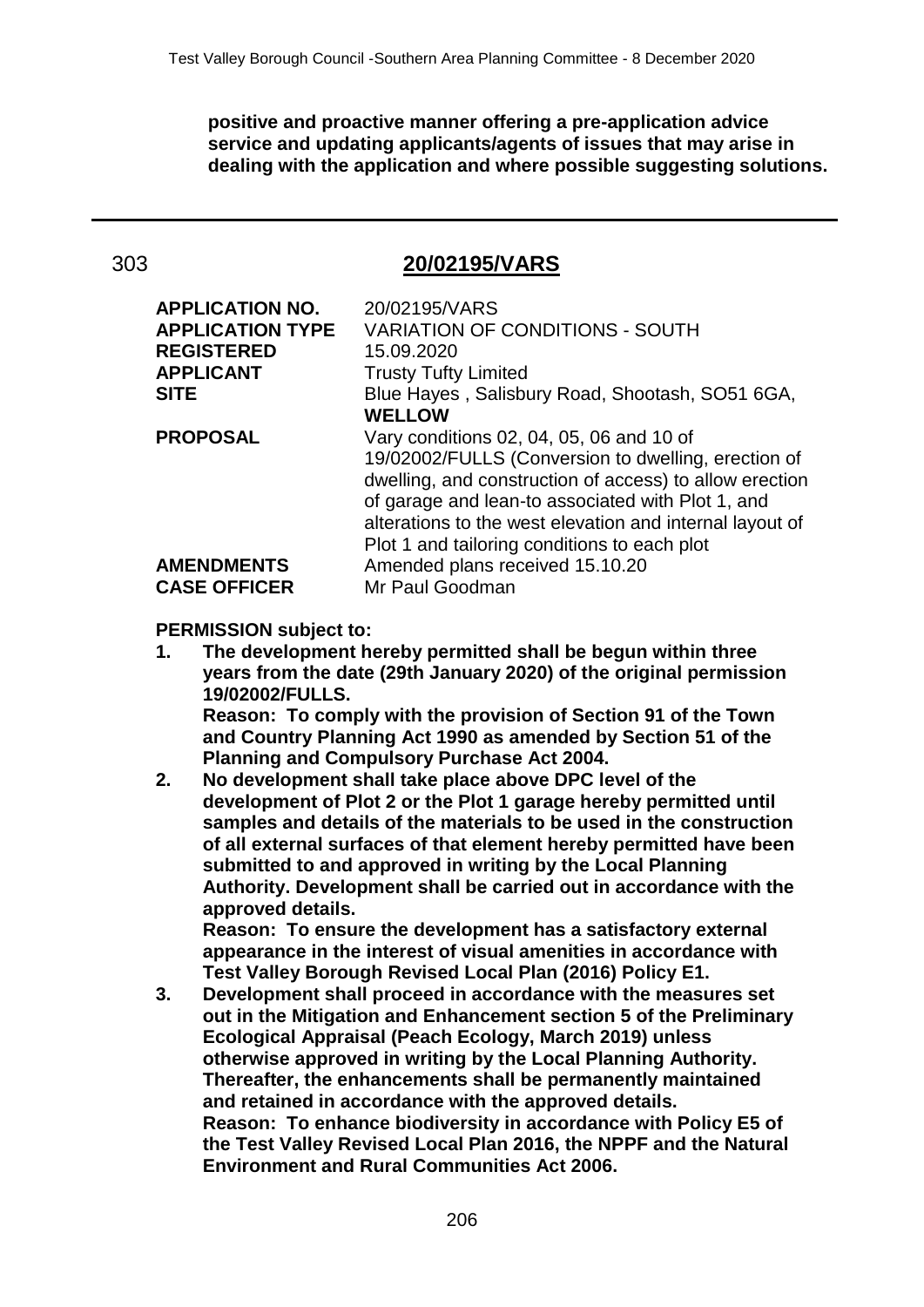**positive and proactive manner offering a pre-application advice service and updating applicants/agents of issues that may arise in dealing with the application and where possible suggesting solutions.**

---

303 **20/02195/VARS**

| | |
|---|---|
| **APPLICATION NO.** | 20/02195/VARS |
| **APPLICATION TYPE** | VARIATION OF CONDITIONS - SOUTH |
| **REGISTERED** | 15.09.2020 |
| **APPLICANT** | Trusty Tufty Limited |
| **SITE** | Blue Hayes , Salisbury Road, Shootash, SO51 6GA, **WELLOW** |
| **PROPOSAL** | Vary conditions 02, 04, 05, 06 and 10 of 19/02002/FULLS (Conversion to dwelling, erection of dwelling, and construction of access) to allow erection of garage and lean-to associated with Plot 1, and alterations to the west elevation and internal layout of Plot 1 and tailoring conditions to each plot |
| **AMENDMENTS** | Amended plans received 15.10.20 |
| **CASE OFFICER** | Mr Paul Goodman |

**PERMISSION subject to:**

1. **The development hereby permitted shall be begun within three years from the date (29th January 2020) of the original permission 19/02002/FULLS.**
   **Reason: To comply with the provision of Section 91 of the Town and Country Planning Act 1990 as amended by Section 51 of the Planning and Compulsory Purchase Act 2004.**
2. **No development shall take place above DPC level of the development of Plot 2 or the Plot 1 garage hereby permitted until samples and details of the materials to be used in the construction of all external surfaces of that element hereby permitted have been submitted to and approved in writing by the Local Planning Authority. Development shall be carried out in accordance with the approved details.**
   **Reason: To ensure the development has a satisfactory external appearance in the interest of visual amenities in accordance with Test Valley Borough Revised Local Plan (2016) Policy E1.**
3. **Development shall proceed in accordance with the measures set out in the Mitigation and Enhancement section 5 of the Preliminary Ecological Appraisal (Peach Ecology, March 2019) unless otherwise approved in writing by the Local Planning Authority. Thereafter, the enhancements shall be permanently maintained and retained in accordance with the approved details.**
   **Reason: To enhance biodiversity in accordance with Policy E5 of the Test Valley Revised Local Plan 2016, the NPPF and the Natural Environment and Rural Communities Act 2006.**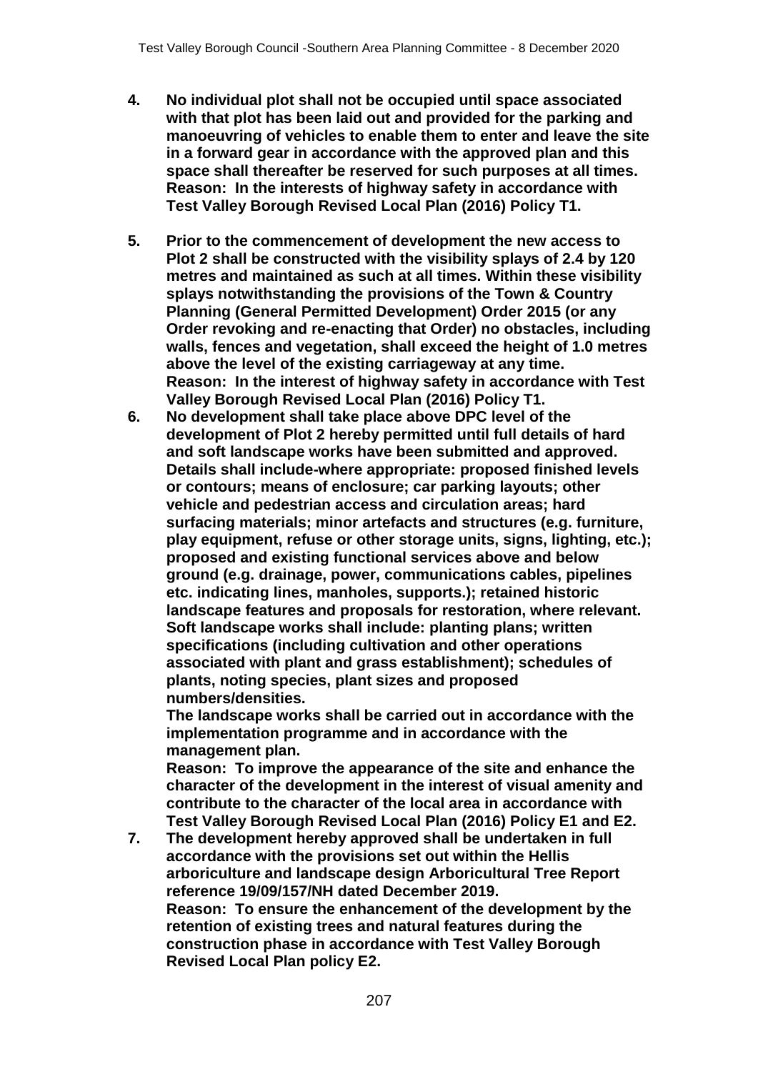4. **No individual plot shall not be occupied until space associated with that plot has been laid out and provided for the parking and manoeuvring of vehicles to enable them to enter and leave the site in a forward gear in accordance with the approved plan and this space shall thereafter be reserved for such purposes at all times.**
   **Reason: In the interests of highway safety in accordance with Test Valley Borough Revised Local Plan (2016) Policy T1.**

5. **Prior to the commencement of development the new access to Plot 2 shall be constructed with the visibility splays of 2.4 by 120 metres and maintained as such at all times. Within these visibility splays notwithstanding the provisions of the Town & Country Planning (General Permitted Development) Order 2015 (or any Order revoking and re-enacting that Order) no obstacles, including walls, fences and vegetation, shall exceed the height of 1.0 metres above the level of the existing carriageway at any time.**
   **Reason: In the interest of highway safety in accordance with Test Valley Borough Revised Local Plan (2016) Policy T1.**

6. **No development shall take place above DPC level of the development of Plot 2 hereby permitted until full details of hard and soft landscape works have been submitted and approved. Details shall include-where appropriate: proposed finished levels or contours; means of enclosure; car parking layouts; other vehicle and pedestrian access and circulation areas; hard surfacing materials; minor artefacts and structures (e.g. furniture, play equipment, refuse or other storage units, signs, lighting, etc.); proposed and existing functional services above and below ground (e.g. drainage, power, communications cables, pipelines etc. indicating lines, manholes, supports.); retained historic landscape features and proposals for restoration, where relevant. Soft landscape works shall include: planting plans; written specifications (including cultivation and other operations associated with plant and grass establishment); schedules of plants, noting species, plant sizes and proposed numbers/densities.**
   **The landscape works shall be carried out in accordance with the implementation programme and in accordance with the management plan.**
   **Reason: To improve the appearance of the site and enhance the character of the development in the interest of visual amenity and contribute to the character of the local area in accordance with Test Valley Borough Revised Local Plan (2016) Policy E1 and E2.**

7. **The development hereby approved shall be undertaken in full accordance with the provisions set out within the Hellis arboriculture and landscape design Arboricultural Tree Report reference 19/09/157/NH dated December 2019.**
   **Reason: To ensure the enhancement of the development by the retention of existing trees and natural features during the construction phase in accordance with Test Valley Borough Revised Local Plan policy E2.**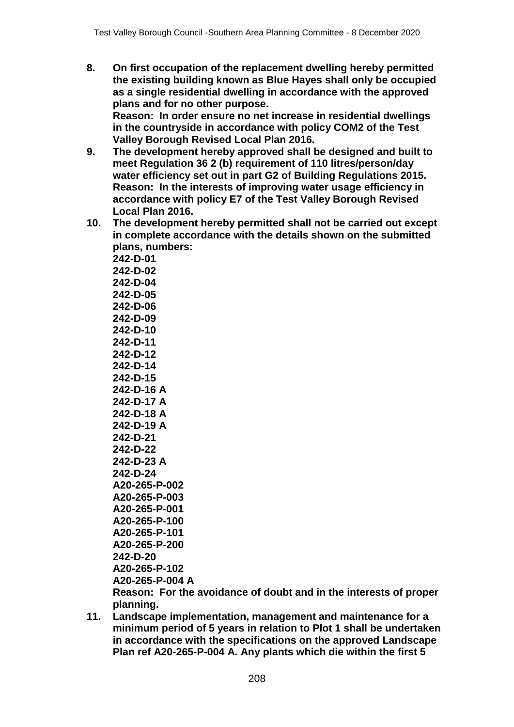**8. On first occupation of the replacement dwelling hereby permitted the existing building known as Blue Hayes shall only be occupied as a single residential dwelling in accordance with the approved plans and for no other purpose.**
**Reason: In order ensure no net increase in residential dwellings in the countryside in accordance with policy COM2 of the Test Valley Borough Revised Local Plan 2016.**

**9. The development hereby approved shall be designed and built to meet Regulation 36 2 (b) requirement of 110 litres/person/day water efficiency set out in part G2 of Building Regulations 2015.**
**Reason: In the interests of improving water usage efficiency in accordance with policy E7 of the Test Valley Borough Revised Local Plan 2016.**

**10. The development hereby permitted shall not be carried out except in complete accordance with the details shown on the submitted plans, numbers:**
**242-D-01**
**242-D-02**
**242-D-04**
**242-D-05**
**242-D-06**
**242-D-09**
**242-D-10**
**242-D-11**
**242-D-12**
**242-D-14**
**242-D-15**
**242-D-16 A**
**242-D-17 A**
**242-D-18 A**
**242-D-19 A**
**242-D-21**
**242-D-22**
**242-D-23 A**
**242-D-24**
**A20-265-P-002**
**A20-265-P-003**
**A20-265-P-001**
**A20-265-P-100**
**A20-265-P-101**
**A20-265-P-200**
**242-D-20**
**A20-265-P-102**
**A20-265-P-004 A**
**Reason: For the avoidance of doubt and in the interests of proper planning.**

**11. Landscape implementation, management and maintenance for a minimum period of 5 years in relation to Plot 1 shall be undertaken in accordance with the specifications on the approved Landscape Plan ref A20-265-P-004 A. Any plants which die within the first 5**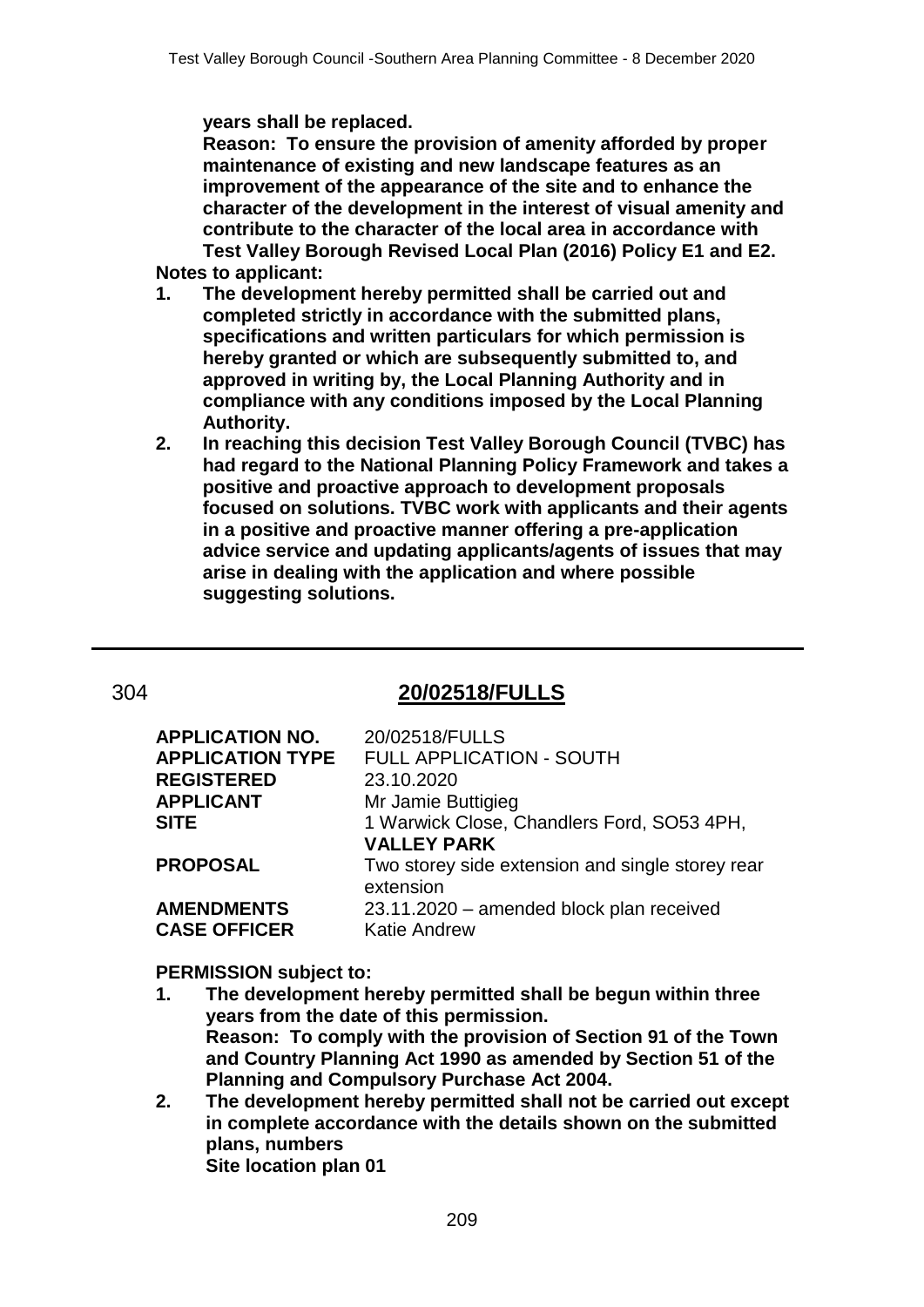**years shall be replaced.**

**Reason: To ensure the provision of amenity afforded by proper maintenance of existing and new landscape features as an improvement of the appearance of the site and to enhance the character of the development in the interest of visual amenity and contribute to the character of the local area in accordance with Test Valley Borough Revised Local Plan (2016) Policy E1 and E2.**

**Notes to applicant:**

1. **The development hereby permitted shall be carried out and completed strictly in accordance with the submitted plans, specifications and written particulars for which permission is hereby granted or which are subsequently submitted to, and approved in writing by, the Local Planning Authority and in compliance with any conditions imposed by the Local Planning Authority.**
2. **In reaching this decision Test Valley Borough Council (TVBC) has had regard to the National Planning Policy Framework and takes a positive and proactive approach to development proposals focused on solutions. TVBC work with applicants and their agents in a positive and proactive manner offering a pre-application advice service and updating applicants/agents of issues that may arise in dealing with the application and where possible suggesting solutions.**

---

304 **20/02518/FULLS**

| | |
|---|---|
| **APPLICATION NO.** | 20/02518/FULLS |
| **APPLICATION TYPE** | FULL APPLICATION - SOUTH |
| **REGISTERED** | 23.10.2020 |
| **APPLICANT** | Mr Jamie Buttigieg |
| **SITE** | 1 Warwick Close, Chandlers Ford, SO53 4PH, **VALLEY PARK** |
| **PROPOSAL** | Two storey side extension and single storey rear extension |
| **AMENDMENTS** | 23.11.2020 – amended block plan received |
| **CASE OFFICER** | Katie Andrew |

**PERMISSION subject to:**

1. **The development hereby permitted shall be begun within three years from the date of this permission.**
   **Reason: To comply with the provision of Section 91 of the Town and Country Planning Act 1990 as amended by Section 51 of the Planning and Compulsory Purchase Act 2004.**
2. **The development hereby permitted shall not be carried out except in complete accordance with the details shown on the submitted plans, numbers**
   **Site location plan 01**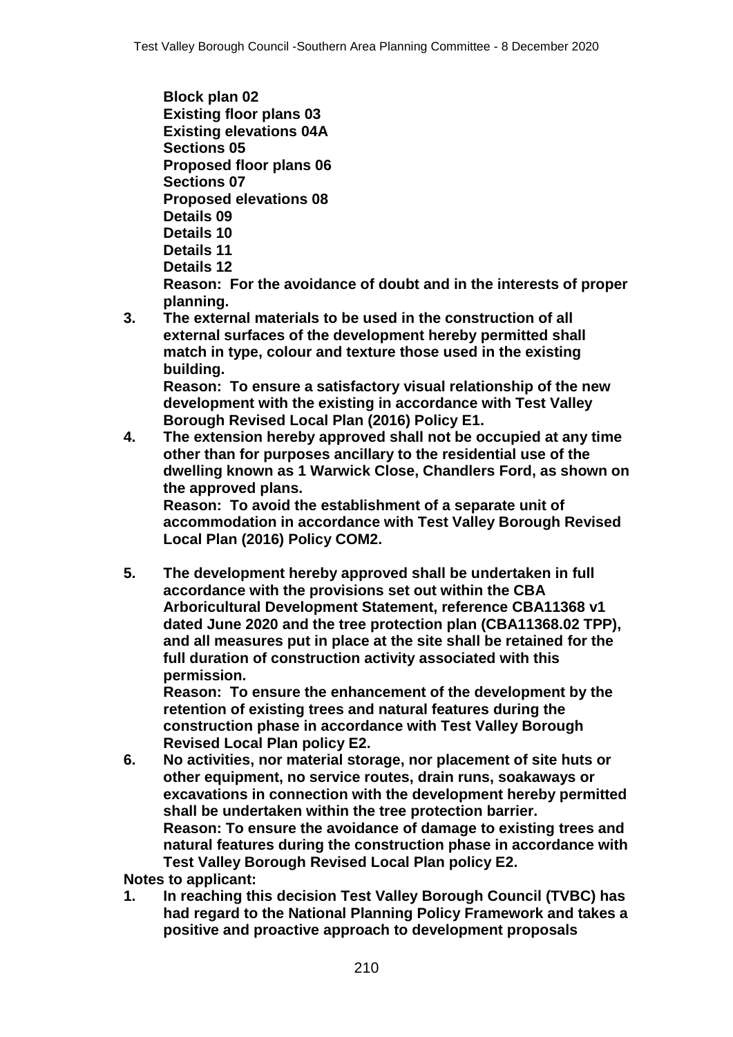**Block plan 02**
**Existing floor plans 03**
**Existing elevations 04A**
**Sections 05**
**Proposed floor plans 06**
**Sections 07**
**Proposed elevations 08**
**Details 09**
**Details 10**
**Details 11**
**Details 12**
**Reason: For the avoidance of doubt and in the interests of proper planning.**

3. **The external materials to be used in the construction of all external surfaces of the development hereby permitted shall match in type, colour and texture those used in the existing building.**
   **Reason: To ensure a satisfactory visual relationship of the new development with the existing in accordance with Test Valley Borough Revised Local Plan (2016) Policy E1.**
4. **The extension hereby approved shall not be occupied at any time other than for purposes ancillary to the residential use of the dwelling known as 1 Warwick Close, Chandlers Ford, as shown on the approved plans.**
   **Reason: To avoid the establishment of a separate unit of accommodation in accordance with Test Valley Borough Revised Local Plan (2016) Policy COM2.**
5. **The development hereby approved shall be undertaken in full accordance with the provisions set out within the CBA Arboricultural Development Statement, reference CBA11368 v1 dated June 2020 and the tree protection plan (CBA11368.02 TPP), and all measures put in place at the site shall be retained for the full duration of construction activity associated with this permission.**
   **Reason: To ensure the enhancement of the development by the retention of existing trees and natural features during the construction phase in accordance with Test Valley Borough Revised Local Plan policy E2.**
6. **No activities, nor material storage, nor placement of site huts or other equipment, no service routes, drain runs, soakaways or excavations in connection with the development hereby permitted shall be undertaken within the tree protection barrier.**
   **Reason: To ensure the avoidance of damage to existing trees and natural features during the construction phase in accordance with Test Valley Borough Revised Local Plan policy E2.**

**Notes to applicant:**

1. **In reaching this decision Test Valley Borough Council (TVBC) has had regard to the National Planning Policy Framework and takes a positive and proactive approach to development proposals**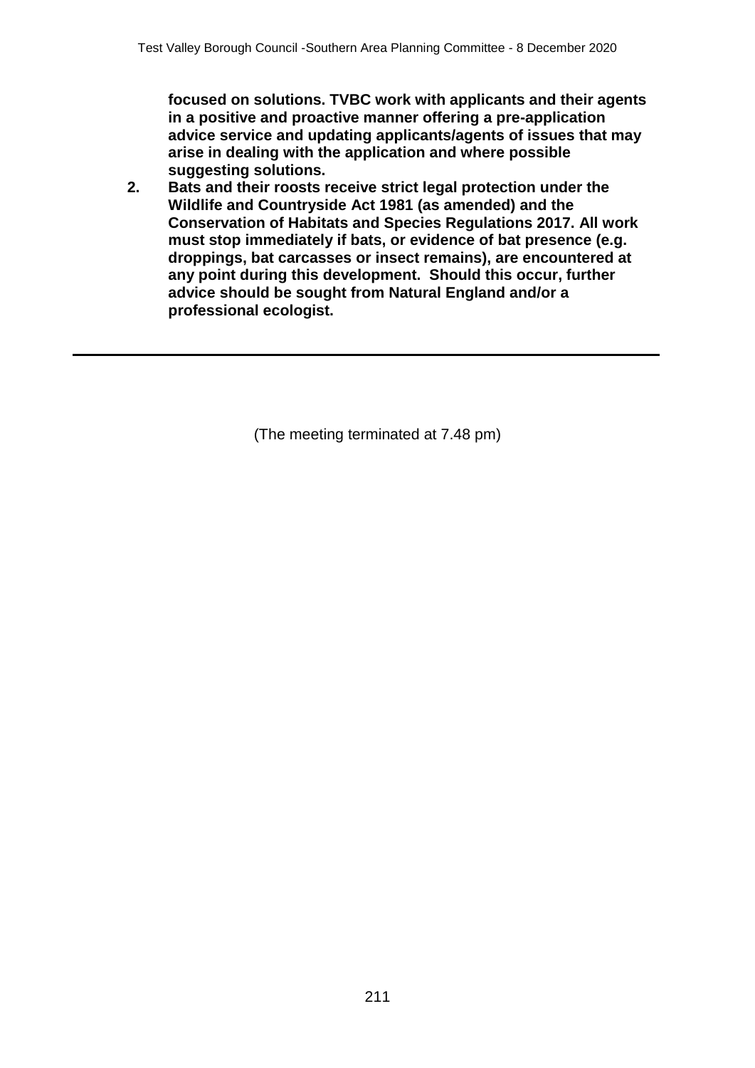**focused on solutions. TVBC work with applicants and their agents in a positive and proactive manner offering a pre-application advice service and updating applicants/agents of issues that may arise in dealing with the application and where possible suggesting solutions.**

2. **Bats and their roosts receive strict legal protection under the Wildlife and Countryside Act 1981 (as amended) and the Conservation of Habitats and Species Regulations 2017. All work must stop immediately if bats, or evidence of bat presence (e.g. droppings, bat carcasses or insect remains), are encountered at any point during this development. Should this occur, further advice should be sought from Natural England and/or a professional ecologist.**

---

(The meeting terminated at 7.48 pm)